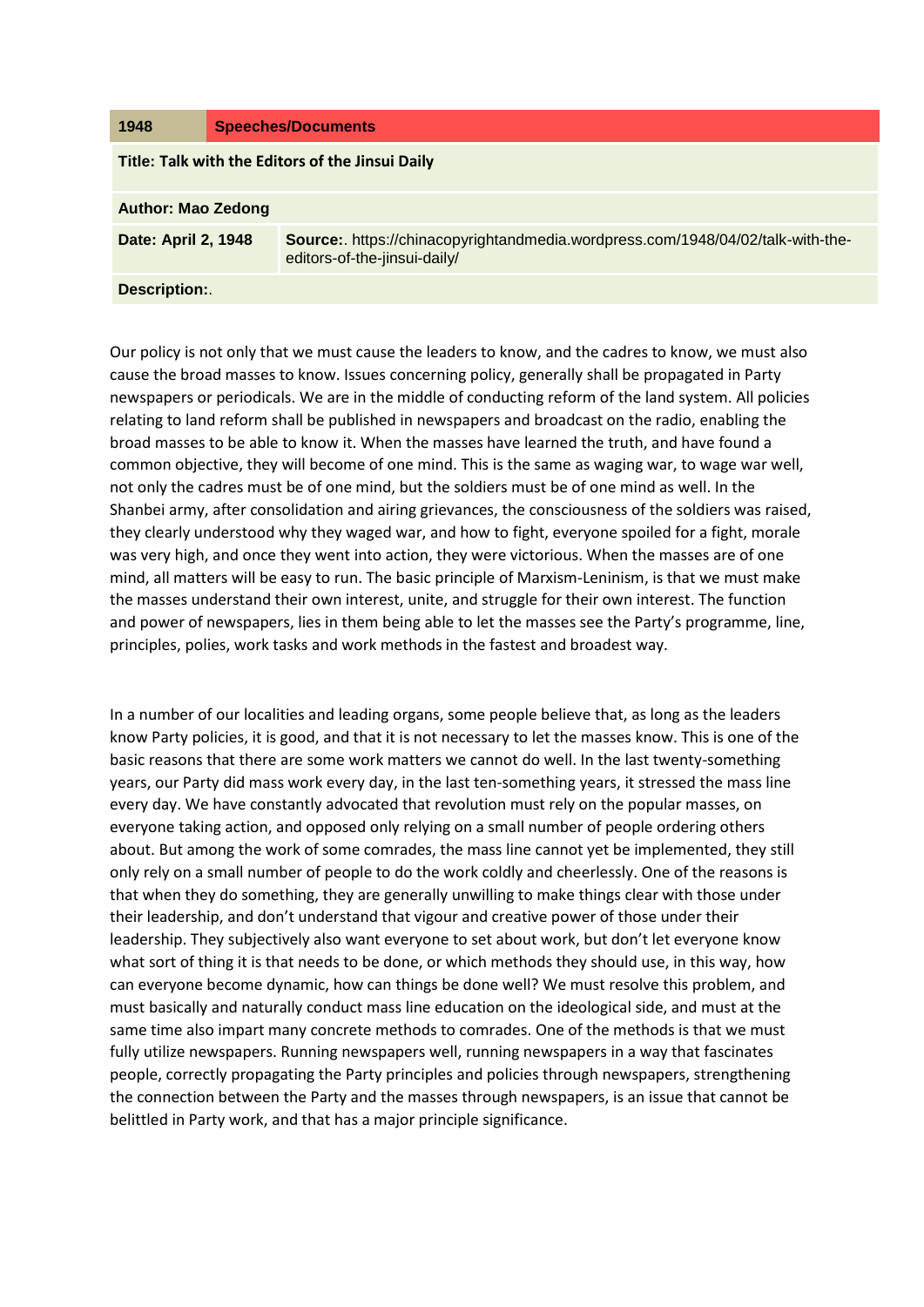| 1948 | Speeches/Documents |
| --- | --- |
| **Title: Talk with the Editors of the Jinsui Daily** | |
| **Author: Mao Zedong** | |
| **Date: April 2, 1948** | **Source:**. https://chinacopyrightandmedia.wordpress.com/1948/04/02/talk-with-the-editors-of-the-jinsui-daily/ |
| **Description:**. | |

Our policy is not only that we must cause the leaders to know, and the cadres to know, we must also cause the broad masses to know. Issues concerning policy, generally shall be propagated in Party newspapers or periodicals. We are in the middle of conducting reform of the land system. All policies relating to land reform shall be published in newspapers and broadcast on the radio, enabling the broad masses to be able to know it. When the masses have learned the truth, and have found a common objective, they will become of one mind. This is the same as waging war, to wage war well, not only the cadres must be of one mind, but the soldiers must be of one mind as well. In the Shanbei army, after consolidation and airing grievances, the consciousness of the soldiers was raised, they clearly understood why they waged war, and how to fight, everyone spoiled for a fight, morale was very high, and once they went into action, they were victorious. When the masses are of one mind, all matters will be easy to run. The basic principle of Marxism-Leninism, is that we must make the masses understand their own interest, unite, and struggle for their own interest. The function and power of newspapers, lies in them being able to let the masses see the Party's programme, line, principles, polies, work tasks and work methods in the fastest and broadest way.

In a number of our localities and leading organs, some people believe that, as long as the leaders know Party policies, it is good, and that it is not necessary to let the masses know. This is one of the basic reasons that there are some work matters we cannot do well. In the last twenty-something years, our Party did mass work every day, in the last ten-something years, it stressed the mass line every day. We have constantly advocated that revolution must rely on the popular masses, on everyone taking action, and opposed only relying on a small number of people ordering others about. But among the work of some comrades, the mass line cannot yet be implemented, they still only rely on a small number of people to do the work coldly and cheerlessly. One of the reasons is that when they do something, they are generally unwilling to make things clear with those under their leadership, and don't understand that vigour and creative power of those under their leadership. They subjectively also want everyone to set about work, but don't let everyone know what sort of thing it is that needs to be done, or which methods they should use, in this way, how can everyone become dynamic, how can things be done well? We must resolve this problem, and must basically and naturally conduct mass line education on the ideological side, and must at the same time also impart many concrete methods to comrades. One of the methods is that we must fully utilize newspapers. Running newspapers well, running newspapers in a way that fascinates people, correctly propagating the Party principles and policies through newspapers, strengthening the connection between the Party and the masses through newspapers, is an issue that cannot be belittled in Party work, and that has a major principle significance.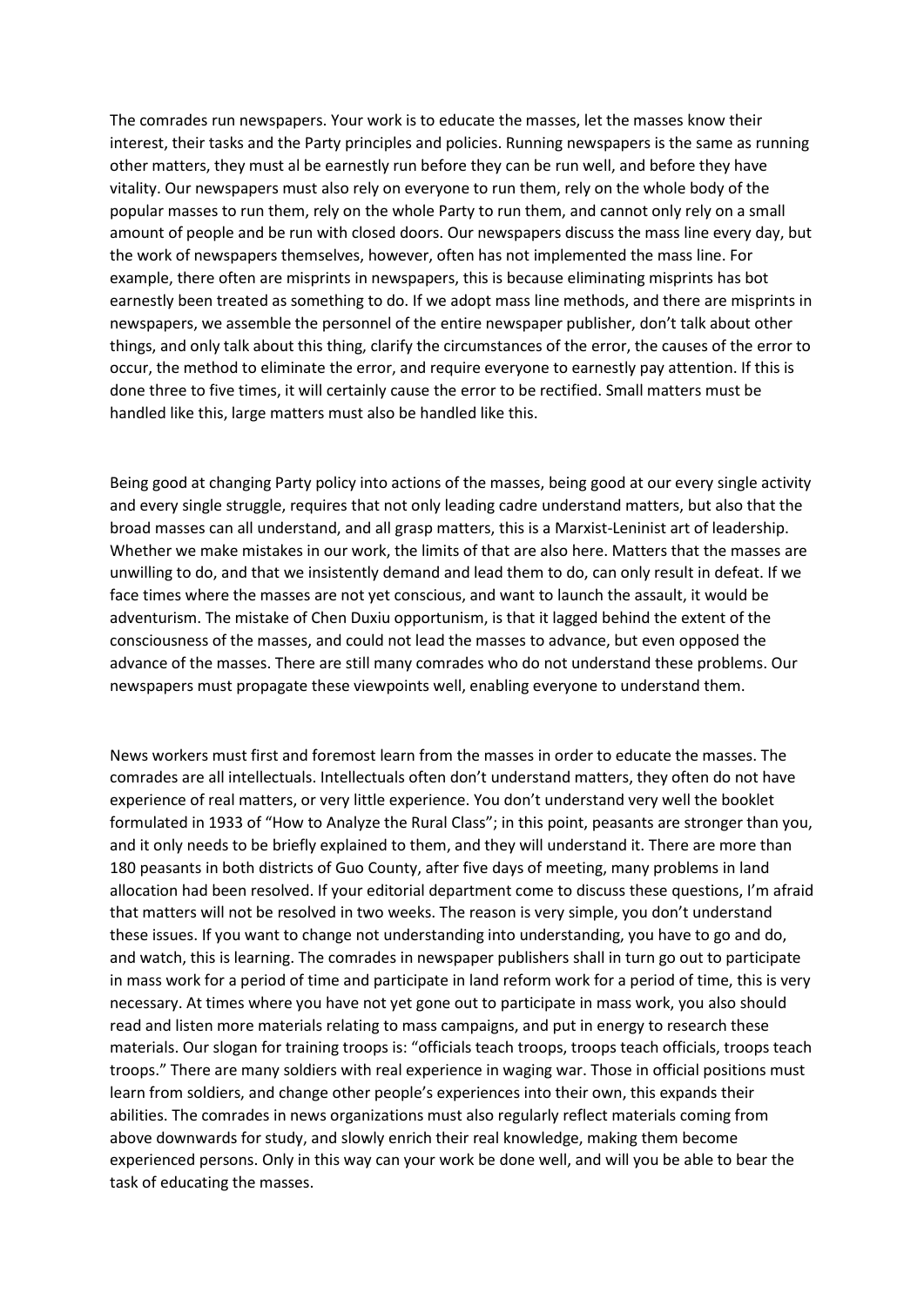The comrades run newspapers. Your work is to educate the masses, let the masses know their interest, their tasks and the Party principles and policies. Running newspapers is the same as running other matters, they must al be earnestly run before they can be run well, and before they have vitality. Our newspapers must also rely on everyone to run them, rely on the whole body of the popular masses to run them, rely on the whole Party to run them, and cannot only rely on a small amount of people and be run with closed doors. Our newspapers discuss the mass line every day, but the work of newspapers themselves, however, often has not implemented the mass line. For example, there often are misprints in newspapers, this is because eliminating misprints has bot earnestly been treated as something to do. If we adopt mass line methods, and there are misprints in newspapers, we assemble the personnel of the entire newspaper publisher, don't talk about other things, and only talk about this thing, clarify the circumstances of the error, the causes of the error to occur, the method to eliminate the error, and require everyone to earnestly pay attention. If this is done three to five times, it will certainly cause the error to be rectified. Small matters must be handled like this, large matters must also be handled like this.

Being good at changing Party policy into actions of the masses, being good at our every single activity and every single struggle, requires that not only leading cadre understand matters, but also that the broad masses can all understand, and all grasp matters, this is a Marxist-Leninist art of leadership. Whether we make mistakes in our work, the limits of that are also here. Matters that the masses are unwilling to do, and that we insistently demand and lead them to do, can only result in defeat. If we face times where the masses are not yet conscious, and want to launch the assault, it would be adventurism. The mistake of Chen Duxiu opportunism, is that it lagged behind the extent of the consciousness of the masses, and could not lead the masses to advance, but even opposed the advance of the masses. There are still many comrades who do not understand these problems. Our newspapers must propagate these viewpoints well, enabling everyone to understand them.

News workers must first and foremost learn from the masses in order to educate the masses. The comrades are all intellectuals. Intellectuals often don't understand matters, they often do not have experience of real matters, or very little experience. You don't understand very well the booklet formulated in 1933 of "How to Analyze the Rural Class"; in this point, peasants are stronger than you, and it only needs to be briefly explained to them, and they will understand it. There are more than 180 peasants in both districts of Guo County, after five days of meeting, many problems in land allocation had been resolved. If your editorial department come to discuss these questions, I'm afraid that matters will not be resolved in two weeks. The reason is very simple, you don't understand these issues. If you want to change not understanding into understanding, you have to go and do, and watch, this is learning. The comrades in newspaper publishers shall in turn go out to participate in mass work for a period of time and participate in land reform work for a period of time, this is very necessary. At times where you have not yet gone out to participate in mass work, you also should read and listen more materials relating to mass campaigns, and put in energy to research these materials. Our slogan for training troops is: "officials teach troops, troops teach officials, troops teach troops." There are many soldiers with real experience in waging war. Those in official positions must learn from soldiers, and change other people's experiences into their own, this expands their abilities. The comrades in news organizations must also regularly reflect materials coming from above downwards for study, and slowly enrich their real knowledge, making them become experienced persons. Only in this way can your work be done well, and will you be able to bear the task of educating the masses.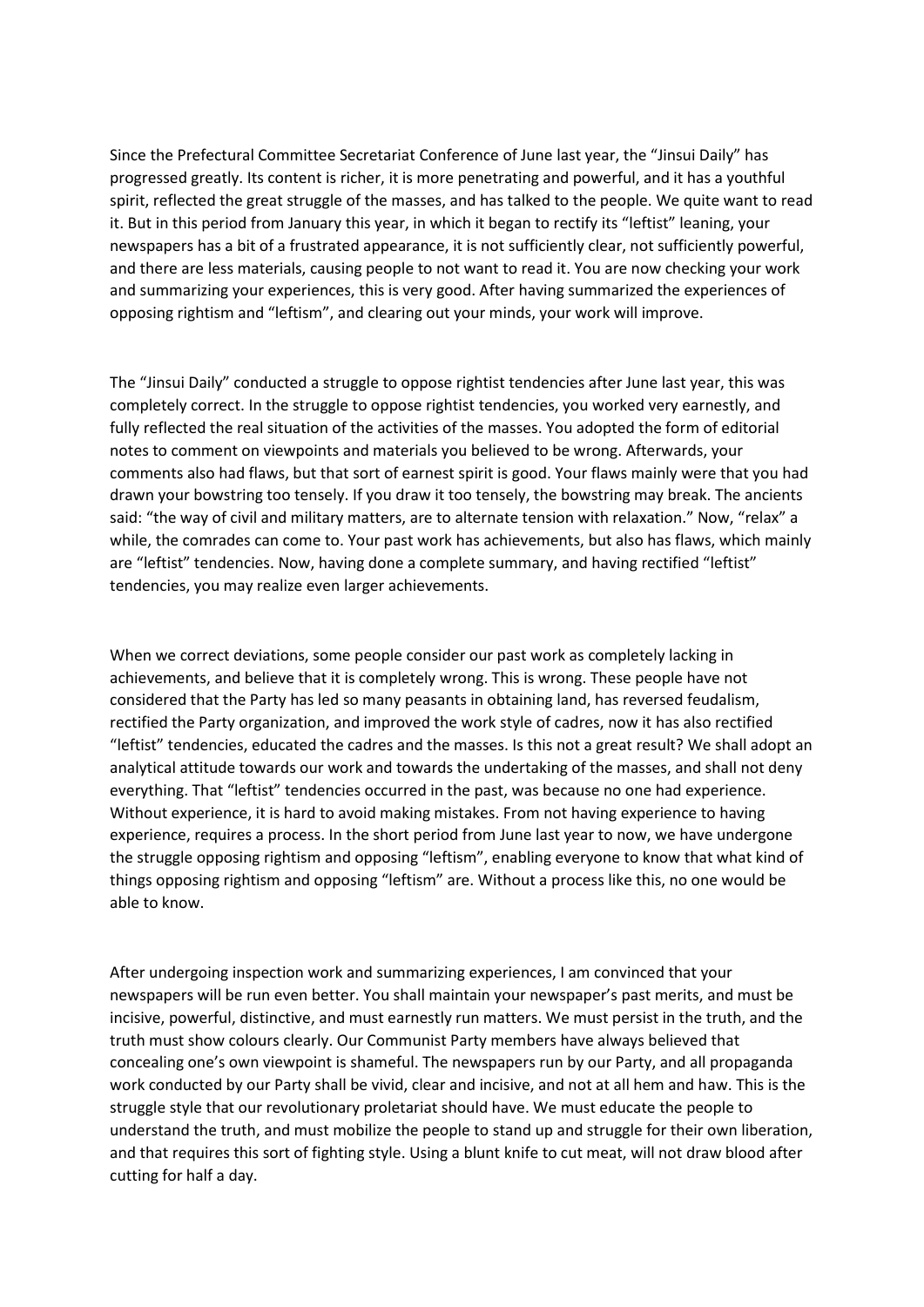Since the Prefectural Committee Secretariat Conference of June last year, the "Jinsui Daily" has progressed greatly. Its content is richer, it is more penetrating and powerful, and it has a youthful spirit, reflected the great struggle of the masses, and has talked to the people. We quite want to read it. But in this period from January this year, in which it began to rectify its "leftist" leaning, your newspapers has a bit of a frustrated appearance, it is not sufficiently clear, not sufficiently powerful, and there are less materials, causing people to not want to read it. You are now checking your work and summarizing your experiences, this is very good. After having summarized the experiences of opposing rightism and "leftism", and clearing out your minds, your work will improve.

The "Jinsui Daily" conducted a struggle to oppose rightist tendencies after June last year, this was completely correct. In the struggle to oppose rightist tendencies, you worked very earnestly, and fully reflected the real situation of the activities of the masses. You adopted the form of editorial notes to comment on viewpoints and materials you believed to be wrong. Afterwards, your comments also had flaws, but that sort of earnest spirit is good. Your flaws mainly were that you had drawn your bowstring too tensely. If you draw it too tensely, the bowstring may break. The ancients said: "the way of civil and military matters, are to alternate tension with relaxation." Now, "relax" a while, the comrades can come to. Your past work has achievements, but also has flaws, which mainly are "leftist" tendencies. Now, having done a complete summary, and having rectified "leftist" tendencies, you may realize even larger achievements.

When we correct deviations, some people consider our past work as completely lacking in achievements, and believe that it is completely wrong. This is wrong. These people have not considered that the Party has led so many peasants in obtaining land, has reversed feudalism, rectified the Party organization, and improved the work style of cadres, now it has also rectified "leftist" tendencies, educated the cadres and the masses. Is this not a great result? We shall adopt an analytical attitude towards our work and towards the undertaking of the masses, and shall not deny everything. That "leftist" tendencies occurred in the past, was because no one had experience. Without experience, it is hard to avoid making mistakes. From not having experience to having experience, requires a process. In the short period from June last year to now, we have undergone the struggle opposing rightism and opposing "leftism", enabling everyone to know that what kind of things opposing rightism and opposing "leftism" are. Without a process like this, no one would be able to know.

After undergoing inspection work and summarizing experiences, I am convinced that your newspapers will be run even better. You shall maintain your newspaper's past merits, and must be incisive, powerful, distinctive, and must earnestly run matters. We must persist in the truth, and the truth must show colours clearly. Our Communist Party members have always believed that concealing one's own viewpoint is shameful. The newspapers run by our Party, and all propaganda work conducted by our Party shall be vivid, clear and incisive, and not at all hem and haw. This is the struggle style that our revolutionary proletariat should have. We must educate the people to understand the truth, and must mobilize the people to stand up and struggle for their own liberation, and that requires this sort of fighting style. Using a blunt knife to cut meat, will not draw blood after cutting for half a day.